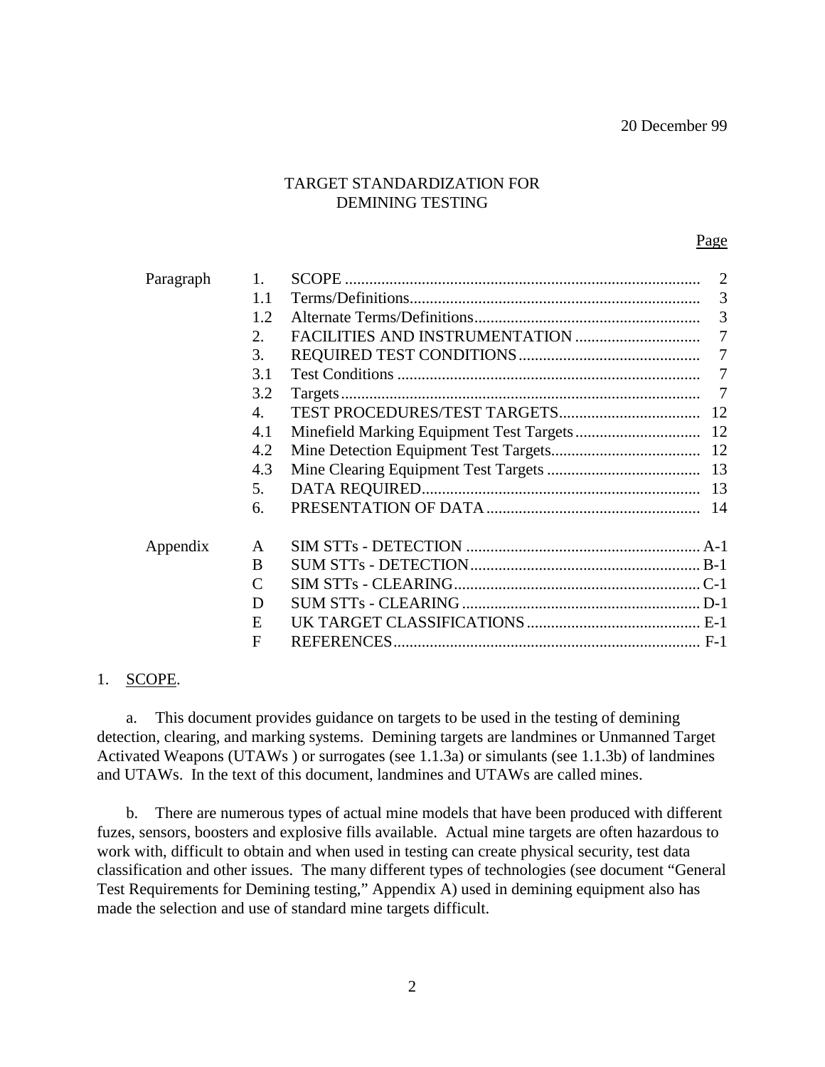20 December 99

# TARGET STANDARDIZATION FOR DEMINING TESTING

| | | | Page |
|---|---|---|---|
| Paragraph | 1. | SCOPE | 2 |
| | 1.1 | Terms/Definitions | 3 |
| | 1.2 | Alternate Terms/Definitions | 3 |
| | 2. | FACILITIES AND INSTRUMENTATION | 7 |
| | 3. | REQUIRED TEST CONDITIONS | 7 |
| | 3.1 | Test Conditions | 7 |
| | 3.2 | Targets | 7 |
| | 4. | TEST PROCEDURES/TEST TARGETS | 12 |
| | 4.1 | Minefield Marking Equipment Test Targets | 12 |
| | 4.2 | Mine Detection Equipment Test Targets | 12 |
| | 4.3 | Mine Clearing Equipment Test Targets | 13 |
| | 5. | DATA REQUIRED | 13 |
| | 6. | PRESENTATION OF DATA | 14 |
| Appendix | A | SIM STTs - DETECTION | A-1 |
| | B | SUM STTs - DETECTION | B-1 |
| | C | SIM STTs - CLEARING | C-1 |
| | D | SUM STTs - CLEARING | D-1 |
| | E | UK TARGET CLASSIFICATIONS | E-1 |
| | F | REFERENCES | F-1 |

## 1. SCOPE.

a. This document provides guidance on targets to be used in the testing of demining detection, clearing, and marking systems. Demining targets are landmines or Unmanned Target Activated Weapons (UTAWs ) or surrogates (see 1.1.3a) or simulants (see 1.1.3b) of landmines and UTAWs. In the text of this document, landmines and UTAWs are called mines.

b. There are numerous types of actual mine models that have been produced with different fuzes, sensors, boosters and explosive fills available. Actual mine targets are often hazardous to work with, difficult to obtain and when used in testing can create physical security, test data classification and other issues. The many different types of technologies (see document "General Test Requirements for Demining testing," Appendix A) used in demining equipment also has made the selection and use of standard mine targets difficult.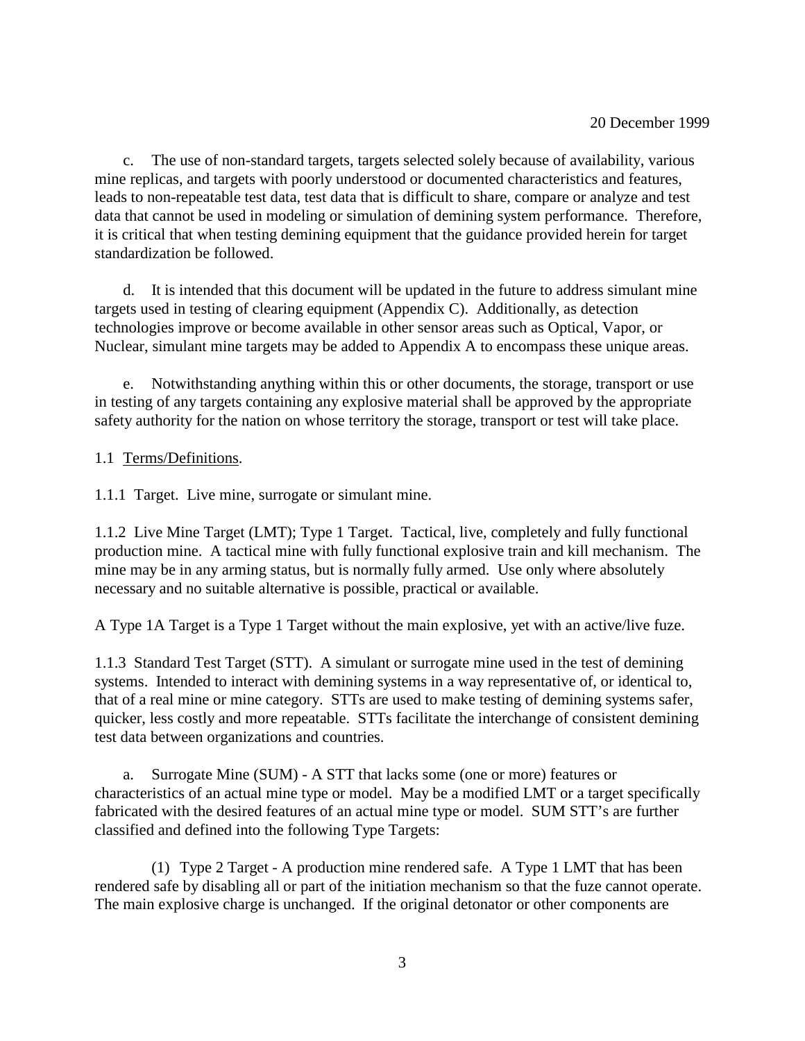c. The use of non-standard targets, targets selected solely because of availability, various mine replicas, and targets with poorly understood or documented characteristics and features, leads to non-repeatable test data, test data that is difficult to share, compare or analyze and test data that cannot be used in modeling or simulation of demining system performance. Therefore, it is critical that when testing demining equipment that the guidance provided herein for target standardization be followed.

d. It is intended that this document will be updated in the future to address simulant mine targets used in testing of clearing equipment (Appendix C). Additionally, as detection technologies improve or become available in other sensor areas such as Optical, Vapor, or Nuclear, simulant mine targets may be added to Appendix A to encompass these unique areas.

e. Notwithstanding anything within this or other documents, the storage, transport or use in testing of any targets containing any explosive material shall be approved by the appropriate safety authority for the nation on whose territory the storage, transport or test will take place.

1.1 Terms/Definitions.

1.1.1 Target. Live mine, surrogate or simulant mine.

1.1.2 Live Mine Target (LMT); Type 1 Target. Tactical, live, completely and fully functional production mine. A tactical mine with fully functional explosive train and kill mechanism. The mine may be in any arming status, but is normally fully armed. Use only where absolutely necessary and no suitable alternative is possible, practical or available.

A Type 1A Target is a Type 1 Target without the main explosive, yet with an active/live fuze.

1.1.3 Standard Test Target (STT). A simulant or surrogate mine used in the test of demining systems. Intended to interact with demining systems in a way representative of, or identical to, that of a real mine or mine category. STTs are used to make testing of demining systems safer, quicker, less costly and more repeatable. STTs facilitate the interchange of consistent demining test data between organizations and countries.

a. Surrogate Mine (SUM) - A STT that lacks some (one or more) features or characteristics of an actual mine type or model. May be a modified LMT or a target specifically fabricated with the desired features of an actual mine type or model. SUM STT's are further classified and defined into the following Type Targets:

(1) Type 2 Target - A production mine rendered safe. A Type 1 LMT that has been rendered safe by disabling all or part of the initiation mechanism so that the fuze cannot operate. The main explosive charge is unchanged. If the original detonator or other components are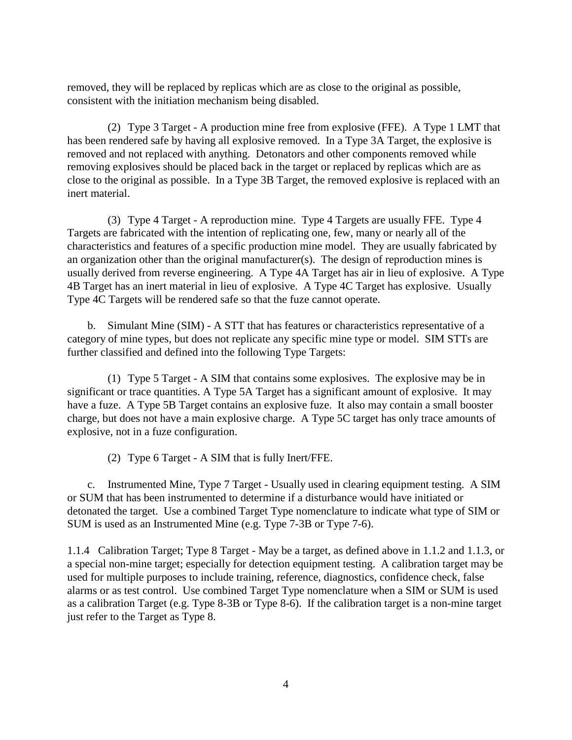removed, they will be replaced by replicas which are as close to the original as possible, consistent with the initiation mechanism being disabled.

(2) Type 3 Target - A production mine free from explosive (FFE). A Type 1 LMT that has been rendered safe by having all explosive removed. In a Type 3A Target, the explosive is removed and not replaced with anything. Detonators and other components removed while removing explosives should be placed back in the target or replaced by replicas which are as close to the original as possible. In a Type 3B Target, the removed explosive is replaced with an inert material.

(3) Type 4 Target - A reproduction mine. Type 4 Targets are usually FFE. Type 4 Targets are fabricated with the intention of replicating one, few, many or nearly all of the characteristics and features of a specific production mine model. They are usually fabricated by an organization other than the original manufacturer(s). The design of reproduction mines is usually derived from reverse engineering. A Type 4A Target has air in lieu of explosive. A Type 4B Target has an inert material in lieu of explosive. A Type 4C Target has explosive. Usually Type 4C Targets will be rendered safe so that the fuze cannot operate.

b. Simulant Mine (SIM) - A STT that has features or characteristics representative of a category of mine types, but does not replicate any specific mine type or model. SIM STTs are further classified and defined into the following Type Targets:

(1) Type 5 Target - A SIM that contains some explosives. The explosive may be in significant or trace quantities. A Type 5A Target has a significant amount of explosive. It may have a fuze. A Type 5B Target contains an explosive fuze. It also may contain a small booster charge, but does not have a main explosive charge. A Type 5C target has only trace amounts of explosive, not in a fuze configuration.

(2) Type 6 Target - A SIM that is fully Inert/FFE.

c. Instrumented Mine, Type 7 Target - Usually used in clearing equipment testing. A SIM or SUM that has been instrumented to determine if a disturbance would have initiated or detonated the target. Use a combined Target Type nomenclature to indicate what type of SIM or SUM is used as an Instrumented Mine (e.g. Type 7-3B or Type 7-6).

1.1.4 Calibration Target; Type 8 Target - May be a target, as defined above in 1.1.2 and 1.1.3, or a special non-mine target; especially for detection equipment testing. A calibration target may be used for multiple purposes to include training, reference, diagnostics, confidence check, false alarms or as test control. Use combined Target Type nomenclature when a SIM or SUM is used as a calibration Target (e.g. Type 8-3B or Type 8-6). If the calibration target is a non-mine target just refer to the Target as Type 8.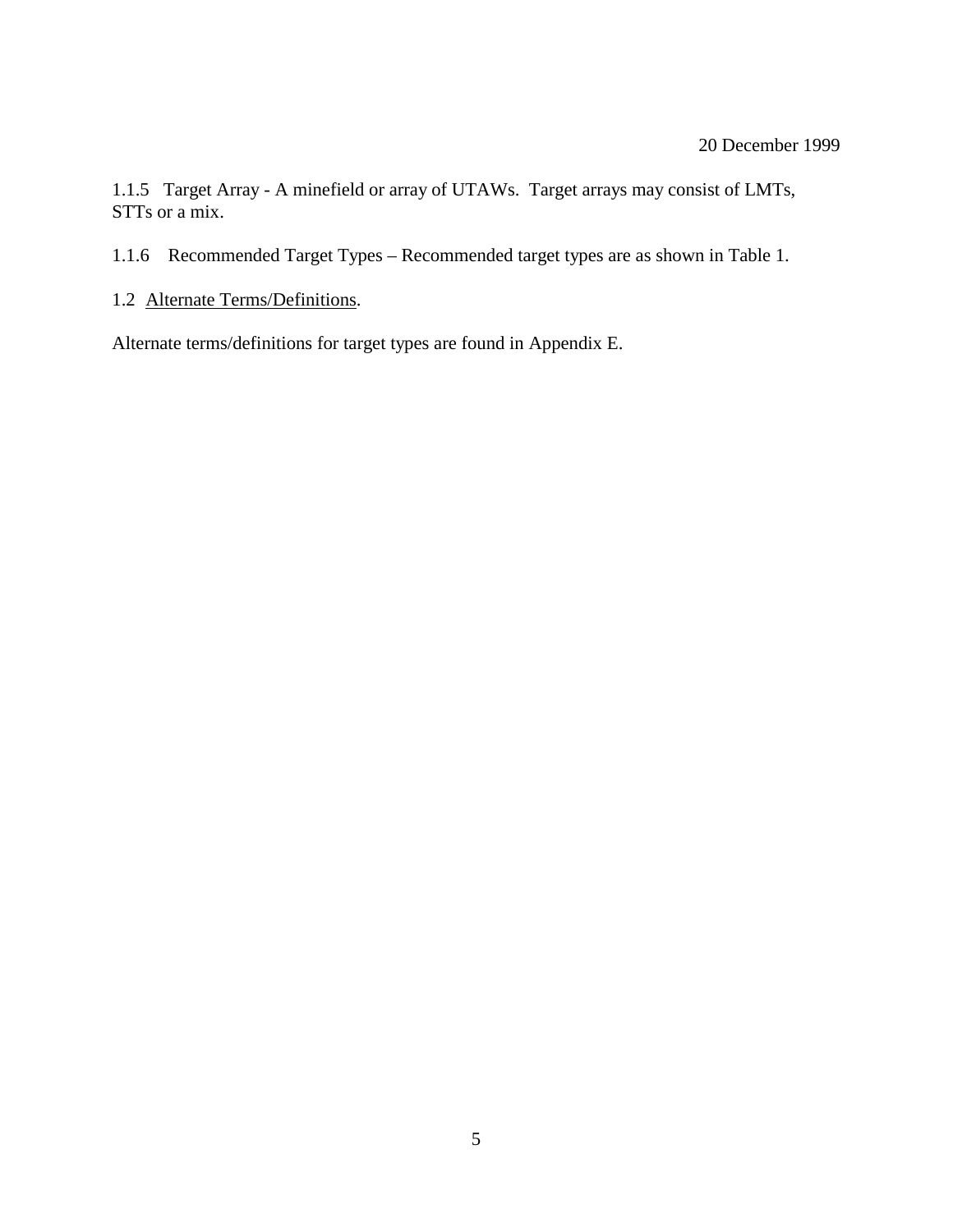1.1.5 Target Array - A minefield or array of UTAWs. Target arrays may consist of LMTs, STTs or a mix.

1.1.6 Recommended Target Types – Recommended target types are as shown in Table 1.

1.2 Alternate Terms/Definitions.

Alternate terms/definitions for target types are found in Appendix E.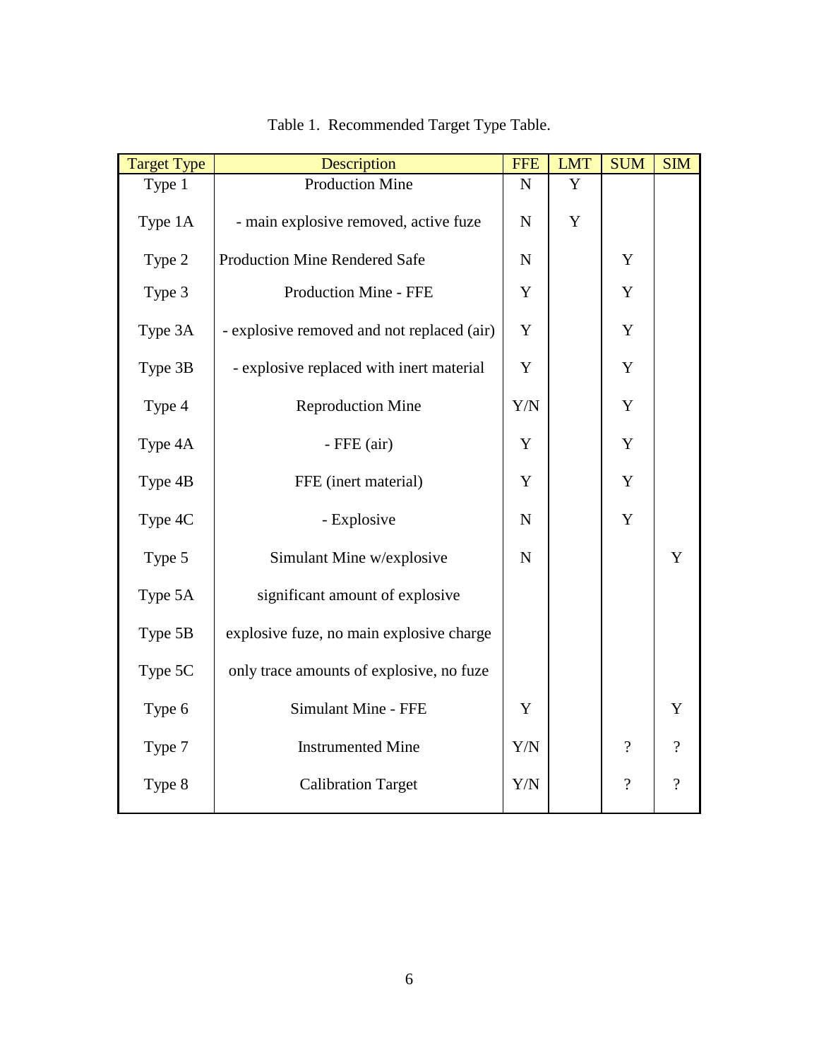Table 1. Recommended Target Type Table.

| Target Type | Description | FFE | LMT | SUM | SIM |
|---|---|---|---|---|---|
| Type 1 | Production Mine | N | Y | | |
| Type 1A | - main explosive removed, active fuze | N | Y | | |
| Type 2 | Production Mine Rendered Safe | N | | Y | |
| Type 3 | Production Mine - FFE | Y | | Y | |
| Type 3A | - explosive removed and not replaced (air) | Y | | Y | |
| Type 3B | - explosive replaced with inert material | Y | | Y | |
| Type 4 | Reproduction Mine | Y/N | | Y | |
| Type 4A | - FFE (air) | Y | | Y | |
| Type 4B | FFE (inert material) | Y | | Y | |
| Type 4C | - Explosive | N | | Y | |
| Type 5 | Simulant Mine w/explosive | N | | | Y |
| Type 5A | significant amount of explosive | | | | |
| Type 5B | explosive fuze, no main explosive charge | | | | |
| Type 5C | only trace amounts of explosive, no fuze | | | | |
| Type 6 | Simulant Mine - FFE | Y | | | Y |
| Type 7 | Instrumented Mine | Y/N | | ? | ? |
| Type 8 | Calibration Target | Y/N | | ? | ? |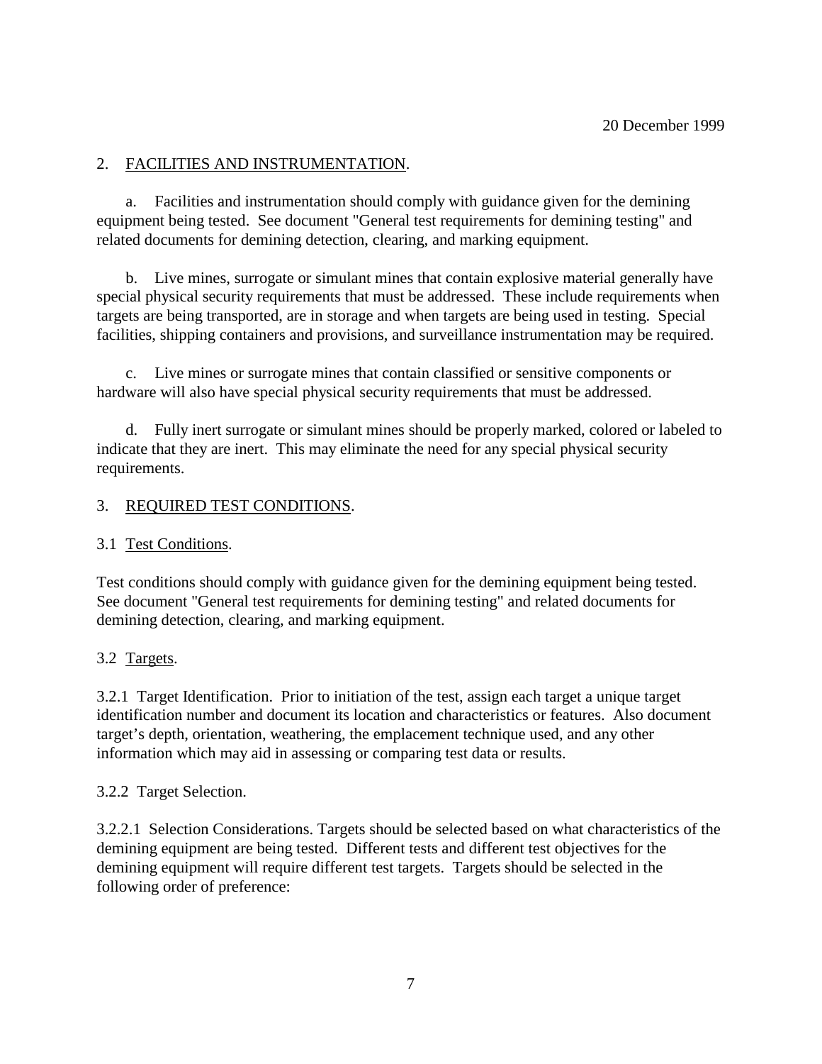## 2. FACILITIES AND INSTRUMENTATION.

a. Facilities and instrumentation should comply with guidance given for the demining equipment being tested. See document "General test requirements for demining testing" and related documents for demining detection, clearing, and marking equipment.

b. Live mines, surrogate or simulant mines that contain explosive material generally have special physical security requirements that must be addressed. These include requirements when targets are being transported, are in storage and when targets are being used in testing. Special facilities, shipping containers and provisions, and surveillance instrumentation may be required.

c. Live mines or surrogate mines that contain classified or sensitive components or hardware will also have special physical security requirements that must be addressed.

d. Fully inert surrogate or simulant mines should be properly marked, colored or labeled to indicate that they are inert. This may eliminate the need for any special physical security requirements.

## 3. REQUIRED TEST CONDITIONS.

### 3.1 Test Conditions.

Test conditions should comply with guidance given for the demining equipment being tested. See document "General test requirements for demining testing" and related documents for demining detection, clearing, and marking equipment.

### 3.2 Targets.

3.2.1 Target Identification. Prior to initiation of the test, assign each target a unique target identification number and document its location and characteristics or features. Also document target's depth, orientation, weathering, the emplacement technique used, and any other information which may aid in assessing or comparing test data or results.

3.2.2 Target Selection.

3.2.2.1 Selection Considerations. Targets should be selected based on what characteristics of the demining equipment are being tested. Different tests and different test objectives for the demining equipment will require different test targets. Targets should be selected in the following order of preference: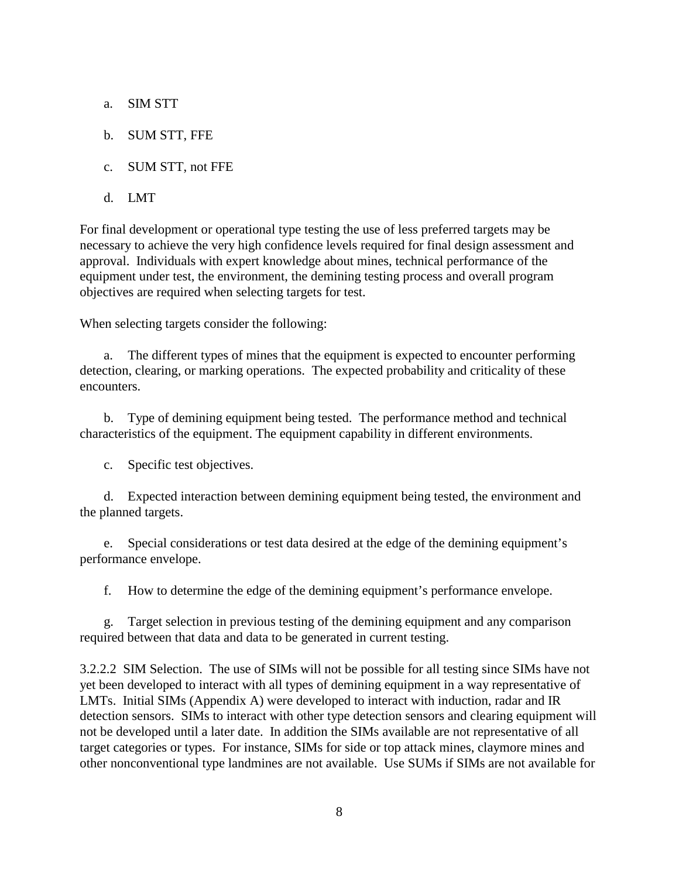a. SIM STT

b. SUM STT, FFE

c. SUM STT, not FFE

d. LMT

For final development or operational type testing the use of less preferred targets may be necessary to achieve the very high confidence levels required for final design assessment and approval. Individuals with expert knowledge about mines, technical performance of the equipment under test, the environment, the demining testing process and overall program objectives are required when selecting targets for test.

When selecting targets consider the following:

a. The different types of mines that the equipment is expected to encounter performing detection, clearing, or marking operations. The expected probability and criticality of these encounters.

b. Type of demining equipment being tested. The performance method and technical characteristics of the equipment. The equipment capability in different environments.

c. Specific test objectives.

d. Expected interaction between demining equipment being tested, the environment and the planned targets.

e. Special considerations or test data desired at the edge of the demining equipment's performance envelope.

f. How to determine the edge of the demining equipment's performance envelope.

g. Target selection in previous testing of the demining equipment and any comparison required between that data and data to be generated in current testing.

3.2.2.2 SIM Selection. The use of SIMs will not be possible for all testing since SIMs have not yet been developed to interact with all types of demining equipment in a way representative of LMTs. Initial SIMs (Appendix A) were developed to interact with induction, radar and IR detection sensors. SIMs to interact with other type detection sensors and clearing equipment will not be developed until a later date. In addition the SIMs available are not representative of all target categories or types. For instance, SIMs for side or top attack mines, claymore mines and other nonconventional type landmines are not available. Use SUMs if SIMs are not available for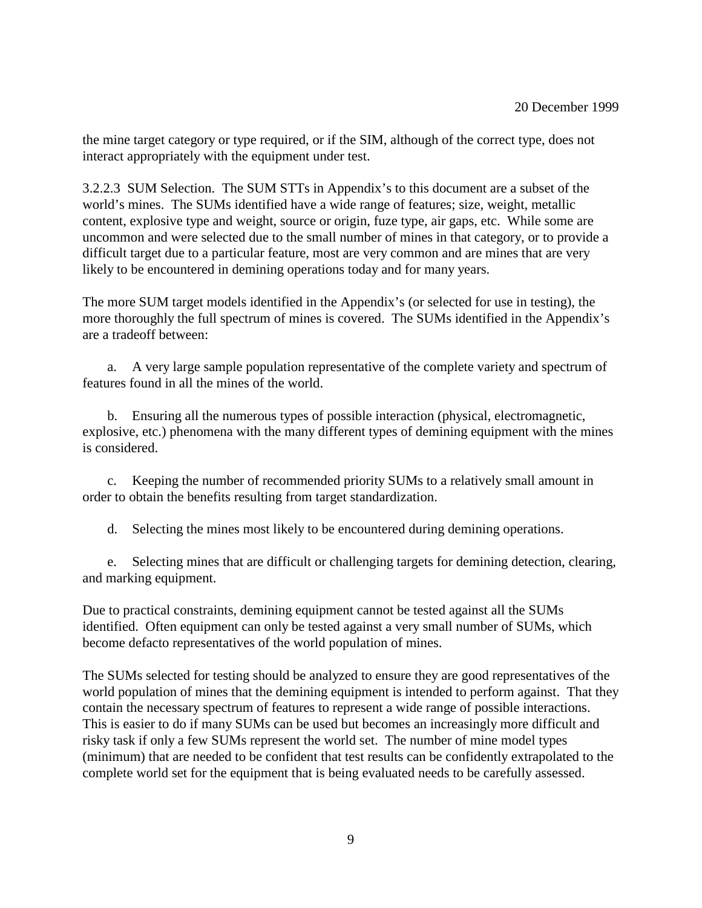the mine target category or type required, or if the SIM, although of the correct type, does not interact appropriately with the equipment under test.

3.2.2.3 SUM Selection. The SUM STTs in Appendix's to this document are a subset of the world's mines. The SUMs identified have a wide range of features; size, weight, metallic content, explosive type and weight, source or origin, fuze type, air gaps, etc. While some are uncommon and were selected due to the small number of mines in that category, or to provide a difficult target due to a particular feature, most are very common and are mines that are very likely to be encountered in demining operations today and for many years.

The more SUM target models identified in the Appendix's (or selected for use in testing), the more thoroughly the full spectrum of mines is covered. The SUMs identified in the Appendix's are a tradeoff between:

a. A very large sample population representative of the complete variety and spectrum of features found in all the mines of the world.

b. Ensuring all the numerous types of possible interaction (physical, electromagnetic, explosive, etc.) phenomena with the many different types of demining equipment with the mines is considered.

c. Keeping the number of recommended priority SUMs to a relatively small amount in order to obtain the benefits resulting from target standardization.

d. Selecting the mines most likely to be encountered during demining operations.

e. Selecting mines that are difficult or challenging targets for demining detection, clearing, and marking equipment.

Due to practical constraints, demining equipment cannot be tested against all the SUMs identified. Often equipment can only be tested against a very small number of SUMs, which become defacto representatives of the world population of mines.

The SUMs selected for testing should be analyzed to ensure they are good representatives of the world population of mines that the demining equipment is intended to perform against. That they contain the necessary spectrum of features to represent a wide range of possible interactions. This is easier to do if many SUMs can be used but becomes an increasingly more difficult and risky task if only a few SUMs represent the world set. The number of mine model types (minimum) that are needed to be confident that test results can be confidently extrapolated to the complete world set for the equipment that is being evaluated needs to be carefully assessed.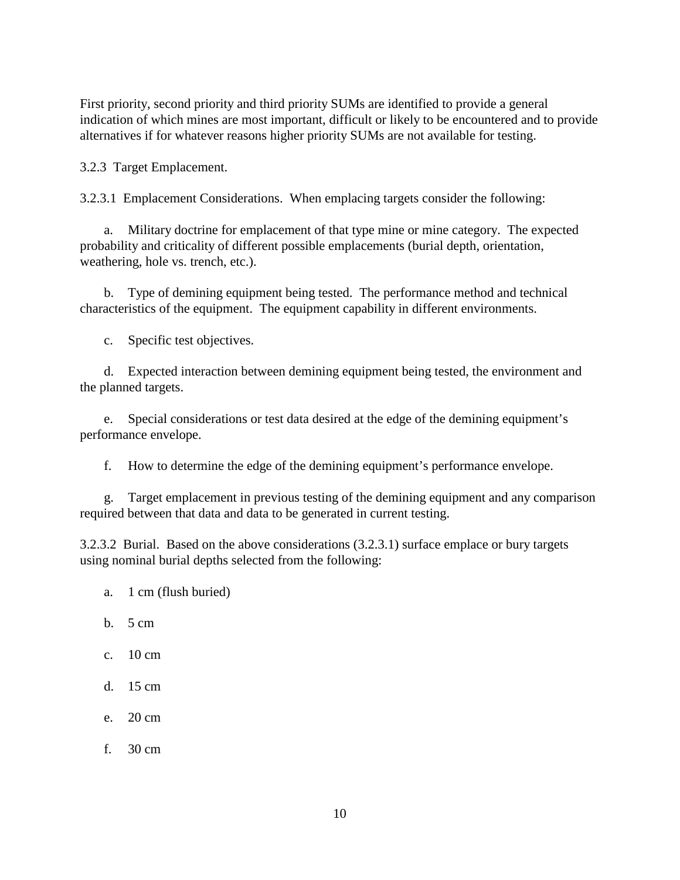First priority, second priority and third priority SUMs are identified to provide a general indication of which mines are most important, difficult or likely to be encountered and to provide alternatives if for whatever reasons higher priority SUMs are not available for testing.

3.2.3 Target Emplacement.

3.2.3.1 Emplacement Considerations. When emplacing targets consider the following:

a. Military doctrine for emplacement of that type mine or mine category. The expected probability and criticality of different possible emplacements (burial depth, orientation, weathering, hole vs. trench, etc.).

b. Type of demining equipment being tested. The performance method and technical characteristics of the equipment. The equipment capability in different environments.

c. Specific test objectives.

d. Expected interaction between demining equipment being tested, the environment and the planned targets.

e. Special considerations or test data desired at the edge of the demining equipment's performance envelope.

f. How to determine the edge of the demining equipment's performance envelope.

g. Target emplacement in previous testing of the demining equipment and any comparison required between that data and data to be generated in current testing.

3.2.3.2 Burial. Based on the above considerations (3.2.3.1) surface emplace or bury targets using nominal burial depths selected from the following:

a. 1 cm (flush buried)

b. 5 cm

c. 10 cm

d. 15 cm

e. 20 cm

f. 30 cm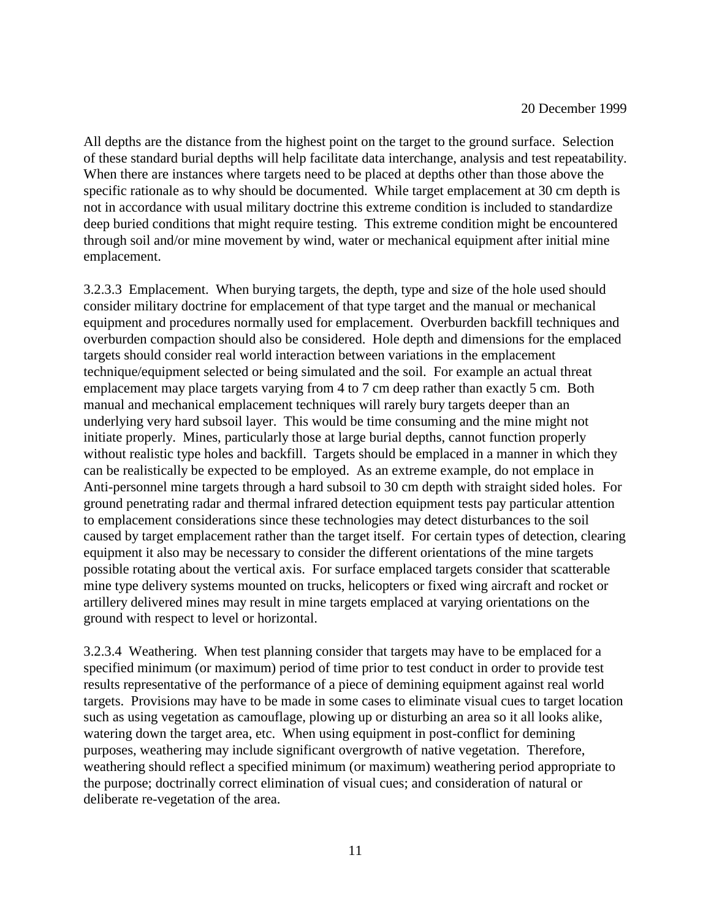All depths are the distance from the highest point on the target to the ground surface. Selection of these standard burial depths will help facilitate data interchange, analysis and test repeatability. When there are instances where targets need to be placed at depths other than those above the specific rationale as to why should be documented. While target emplacement at 30 cm depth is not in accordance with usual military doctrine this extreme condition is included to standardize deep buried conditions that might require testing. This extreme condition might be encountered through soil and/or mine movement by wind, water or mechanical equipment after initial mine emplacement.

3.2.3.3 Emplacement. When burying targets, the depth, type and size of the hole used should consider military doctrine for emplacement of that type target and the manual or mechanical equipment and procedures normally used for emplacement. Overburden backfill techniques and overburden compaction should also be considered. Hole depth and dimensions for the emplaced targets should consider real world interaction between variations in the emplacement technique/equipment selected or being simulated and the soil. For example an actual threat emplacement may place targets varying from 4 to 7 cm deep rather than exactly 5 cm. Both manual and mechanical emplacement techniques will rarely bury targets deeper than an underlying very hard subsoil layer. This would be time consuming and the mine might not initiate properly. Mines, particularly those at large burial depths, cannot function properly without realistic type holes and backfill. Targets should be emplaced in a manner in which they can be realistically be expected to be employed. As an extreme example, do not emplace in Anti-personnel mine targets through a hard subsoil to 30 cm depth with straight sided holes. For ground penetrating radar and thermal infrared detection equipment tests pay particular attention to emplacement considerations since these technologies may detect disturbances to the soil caused by target emplacement rather than the target itself. For certain types of detection, clearing equipment it also may be necessary to consider the different orientations of the mine targets possible rotating about the vertical axis. For surface emplaced targets consider that scatterable mine type delivery systems mounted on trucks, helicopters or fixed wing aircraft and rocket or artillery delivered mines may result in mine targets emplaced at varying orientations on the ground with respect to level or horizontal.

3.2.3.4 Weathering. When test planning consider that targets may have to be emplaced for a specified minimum (or maximum) period of time prior to test conduct in order to provide test results representative of the performance of a piece of demining equipment against real world targets. Provisions may have to be made in some cases to eliminate visual cues to target location such as using vegetation as camouflage, plowing up or disturbing an area so it all looks alike, watering down the target area, etc. When using equipment in post-conflict for demining purposes, weathering may include significant overgrowth of native vegetation. Therefore, weathering should reflect a specified minimum (or maximum) weathering period appropriate to the purpose; doctrinally correct elimination of visual cues; and consideration of natural or deliberate re-vegetation of the area.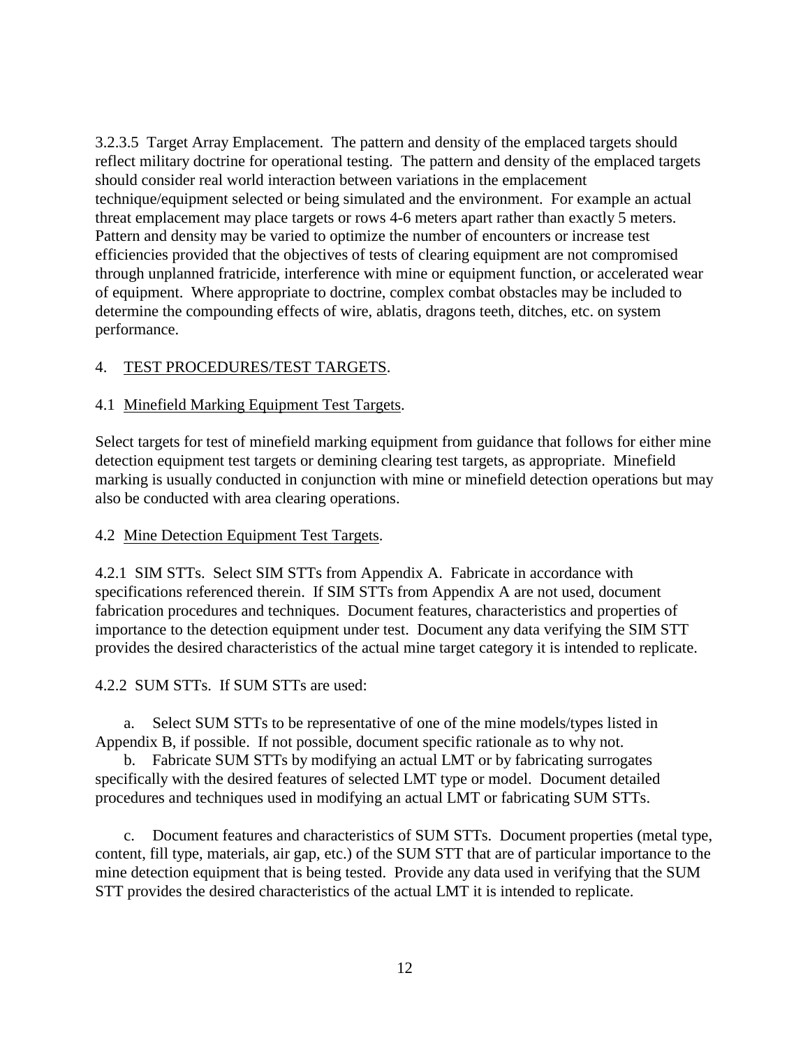3.2.3.5  Target Array Emplacement.  The pattern and density of the emplaced targets should reflect military doctrine for operational testing.  The pattern and density of the emplaced targets should consider real world interaction between variations in the emplacement technique/equipment selected or being simulated and the environment.  For example an actual threat emplacement may place targets or rows 4-6 meters apart rather than exactly 5 meters.  Pattern and density may be varied to optimize the number of encounters or increase test efficiencies provided that the objectives of tests of clearing equipment are not compromised through unplanned fratricide, interference with mine or equipment function, or accelerated wear of equipment.  Where appropriate to doctrine, complex combat obstacles may be included to determine the compounding effects of wire, ablatis, dragons teeth, ditches, etc. on system performance.

## 4. TEST PROCEDURES/TEST TARGETS.

### 4.1 Minefield Marking Equipment Test Targets.

Select targets for test of minefield marking equipment from guidance that follows for either mine detection equipment test targets or demining clearing test targets, as appropriate.  Minefield marking is usually conducted in conjunction with mine or minefield detection operations but may also be conducted with area clearing operations.

### 4.2 Mine Detection Equipment Test Targets.

4.2.1  SIM STTs.  Select SIM STTs from Appendix A.  Fabricate in accordance with specifications referenced therein.  If SIM STTs from Appendix A are not used, document fabrication procedures and techniques.  Document features, characteristics and properties of importance to the detection equipment under test.  Document any data verifying the SIM STT provides the desired characteristics of the actual mine target category it is intended to replicate.

4.2.2  SUM STTs.  If SUM STTs are used:

a. Select SUM STTs to be representative of one of the mine models/types listed in Appendix B, if possible.  If not possible, document specific rationale as to why not.

b. Fabricate SUM STTs by modifying an actual LMT or by fabricating surrogates specifically with the desired features of selected LMT type or model.  Document detailed procedures and techniques used in modifying an actual LMT or fabricating SUM STTs.

c. Document features and characteristics of SUM STTs.  Document properties (metal type, content, fill type, materials, air gap, etc.) of the SUM STT that are of particular importance to the mine detection equipment that is being tested.  Provide any data used in verifying that the SUM STT provides the desired characteristics of the actual LMT it is intended to replicate.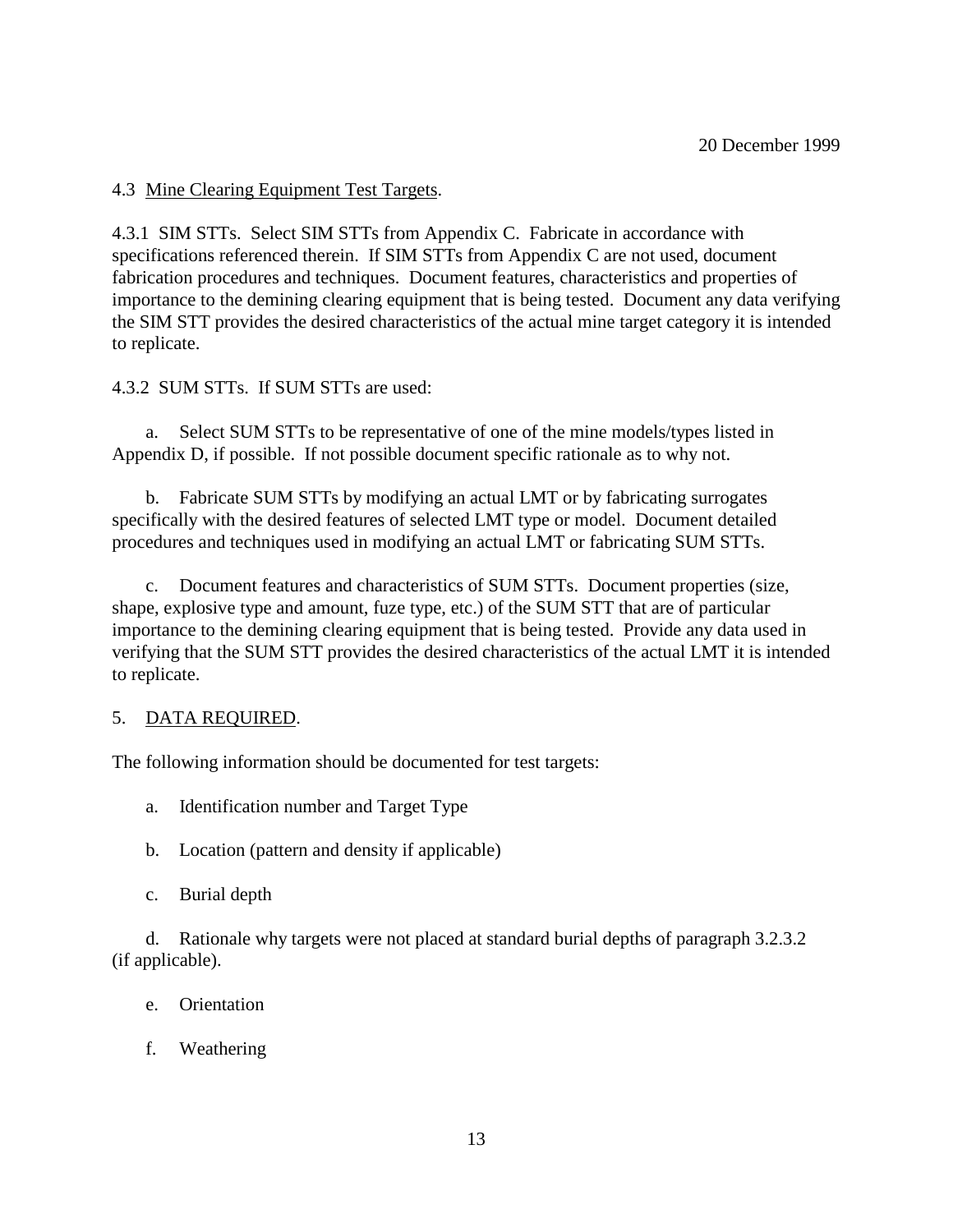4.3 Mine Clearing Equipment Test Targets.

4.3.1 SIM STTs. Select SIM STTs from Appendix C. Fabricate in accordance with specifications referenced therein. If SIM STTs from Appendix C are not used, document fabrication procedures and techniques. Document features, characteristics and properties of importance to the demining clearing equipment that is being tested. Document any data verifying the SIM STT provides the desired characteristics of the actual mine target category it is intended to replicate.

4.3.2 SUM STTs. If SUM STTs are used:

a. Select SUM STTs to be representative of one of the mine models/types listed in Appendix D, if possible. If not possible document specific rationale as to why not.

b. Fabricate SUM STTs by modifying an actual LMT or by fabricating surrogates specifically with the desired features of selected LMT type or model. Document detailed procedures and techniques used in modifying an actual LMT or fabricating SUM STTs.

c. Document features and characteristics of SUM STTs. Document properties (size, shape, explosive type and amount, fuze type, etc.) of the SUM STT that are of particular importance to the demining clearing equipment that is being tested. Provide any data used in verifying that the SUM STT provides the desired characteristics of the actual LMT it is intended to replicate.

5. DATA REQUIRED.

The following information should be documented for test targets:

a. Identification number and Target Type

b. Location (pattern and density if applicable)

c. Burial depth

d. Rationale why targets were not placed at standard burial depths of paragraph 3.2.3.2 (if applicable).

e. Orientation

f. Weathering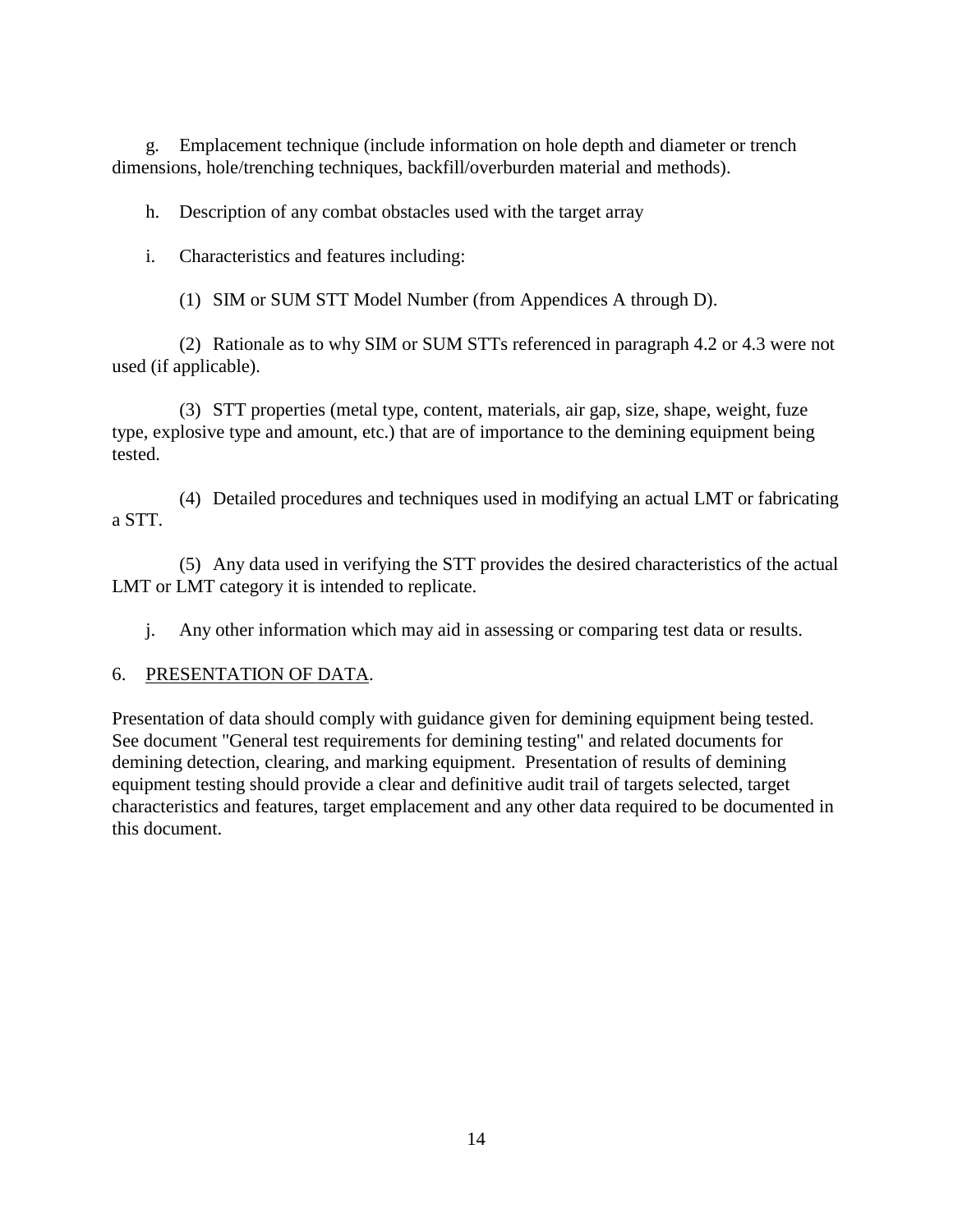g. Emplacement technique (include information on hole depth and diameter or trench dimensions, hole/trenching techniques, backfill/overburden material and methods).

h. Description of any combat obstacles used with the target array

i. Characteristics and features including:

(1) SIM or SUM STT Model Number (from Appendices A through D).

(2) Rationale as to why SIM or SUM STTs referenced in paragraph 4.2 or 4.3 were not used (if applicable).

(3) STT properties (metal type, content, materials, air gap, size, shape, weight, fuze type, explosive type and amount, etc.) that are of importance to the demining equipment being tested.

(4) Detailed procedures and techniques used in modifying an actual LMT or fabricating a STT.

(5) Any data used in verifying the STT provides the desired characteristics of the actual LMT or LMT category it is intended to replicate.

j. Any other information which may aid in assessing or comparing test data or results.

## 6. PRESENTATION OF DATA.

Presentation of data should comply with guidance given for demining equipment being tested. See document "General test requirements for demining testing" and related documents for demining detection, clearing, and marking equipment. Presentation of results of demining equipment testing should provide a clear and definitive audit trail of targets selected, target characteristics and features, target emplacement and any other data required to be documented in this document.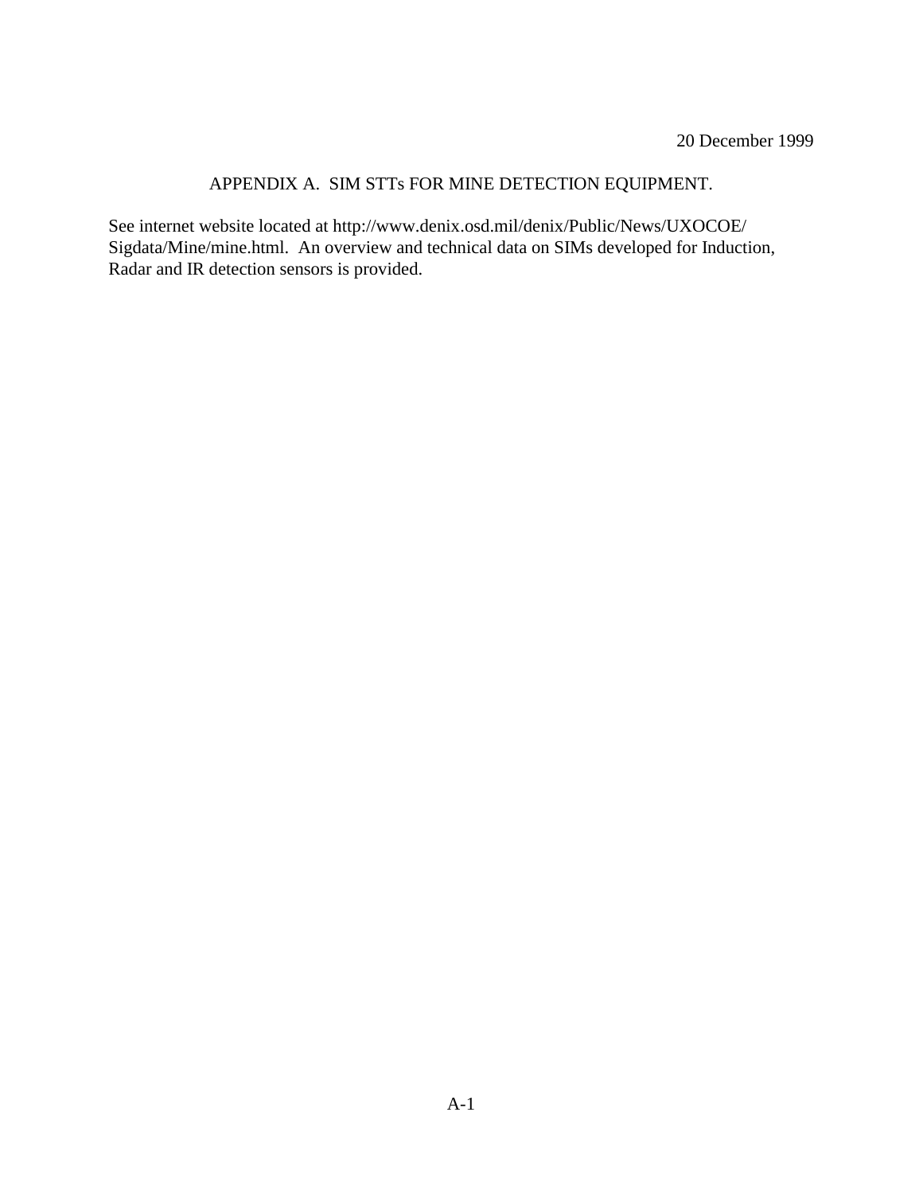20 December 1999

## APPENDIX A. SIM STTs FOR MINE DETECTION EQUIPMENT.

See internet website located at http://www.denix.osd.mil/denix/Public/News/UXOCOE/Sigdata/Mine/mine.html. An overview and technical data on SIMs developed for Induction, Radar and IR detection sensors is provided.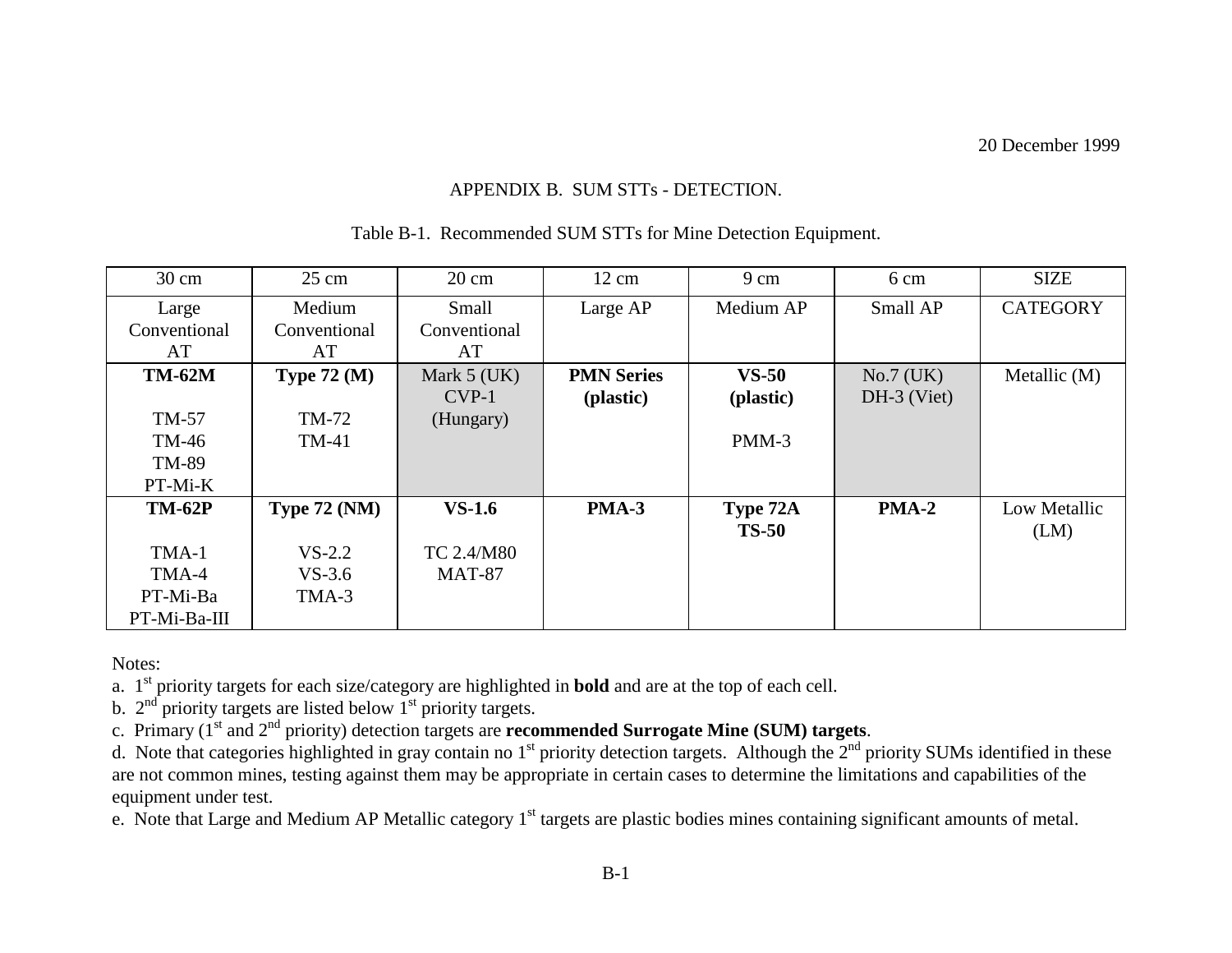20 December 1999

## APPENDIX B. SUM STTs - DETECTION.

Table B-1. Recommended SUM STTs for Mine Detection Equipment.

| 30 cm | 25 cm | 20 cm | 12 cm | 9 cm | 6 cm | SIZE |
|---|---|---|---|---|---|---|
| Large Conventional AT | Medium Conventional AT | Small Conventional AT | Large AP | Medium AP | Small AP | CATEGORY |
| **TM-62M**<br><br>TM-57<br>TM-46<br>TM-89<br>PT-Mi-K | **Type 72 (M)**<br><br>TM-72<br>TM-41 | Mark 5 (UK)<br>CVP-1 (Hungary) | **PMN Series (plastic)** | **VS-50 (plastic)**<br><br>PMM-3 | No.7 (UK)<br>DH-3 (Viet) | Metallic (M) |
| **TM-62P**<br><br>TMA-1<br>TMA-4<br>PT-Mi-Ba<br>PT-Mi-Ba-III | **Type 72 (NM)**<br><br>VS-2.2<br>VS-3.6<br>TMA-3 | **VS-1.6**<br><br>TC 2.4/M80<br>MAT-87 | **PMA-3** | **Type 72A**<br>**TS-50** | **PMA-2** | Low Metallic (LM) |

Notes:

a. 1st priority targets for each size/category are highlighted in **bold** and are at the top of each cell.

b. 2nd priority targets are listed below 1st priority targets.

c. Primary (1st and 2nd priority) detection targets are **recommended Surrogate Mine (SUM) targets**.

d. Note that categories highlighted in gray contain no 1st priority detection targets. Although the 2nd priority SUMs identified in these are not common mines, testing against them may be appropriate in certain cases to determine the limitations and capabilities of the equipment under test.

e. Note that Large and Medium AP Metallic category 1st targets are plastic bodies mines containing significant amounts of metal.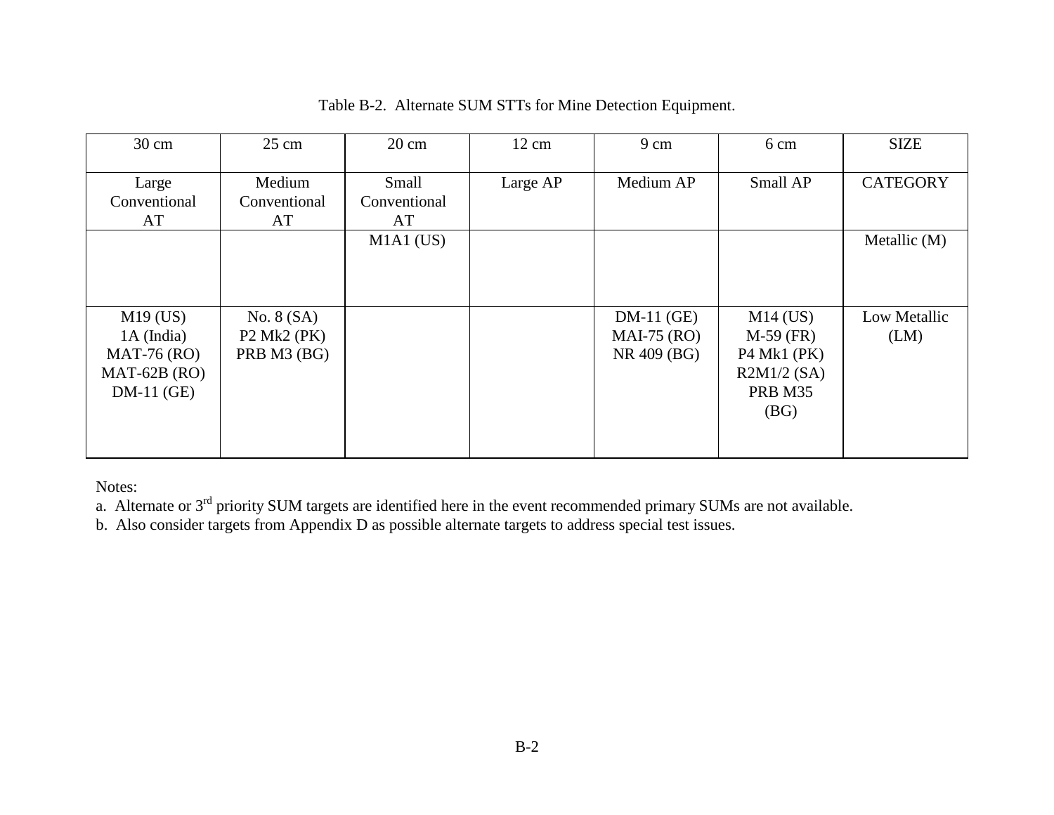Table B-2. Alternate SUM STTs for Mine Detection Equipment.

| 30 cm | 25 cm | 20 cm | 12 cm | 9 cm | 6 cm | SIZE |
|---|---|---|---|---|---|---|
| Large Conventional AT | Medium Conventional AT | Small Conventional AT | Large AP | Medium AP | Small AP | CATEGORY |
| | | M1A1 (US) | | | | Metallic (M) |
| M19 (US)<br>1A (India)<br>MAT-76 (RO)<br>MAT-62B (RO)<br>DM-11 (GE) | No. 8 (SA)<br>P2 Mk2 (PK)<br>PRB M3 (BG) | | | DM-11 (GE)<br>MAI-75 (RO)<br>NR 409 (BG) | M14 (US)<br>M-59 (FR)<br>P4 Mk1 (PK)<br>R2M1/2 (SA)<br>PRB M35 (BG) | Low Metallic (LM) |

Notes:

a. Alternate or 3rd priority SUM targets are identified here in the event recommended primary SUMs are not available.

b. Also consider targets from Appendix D as possible alternate targets to address special test issues.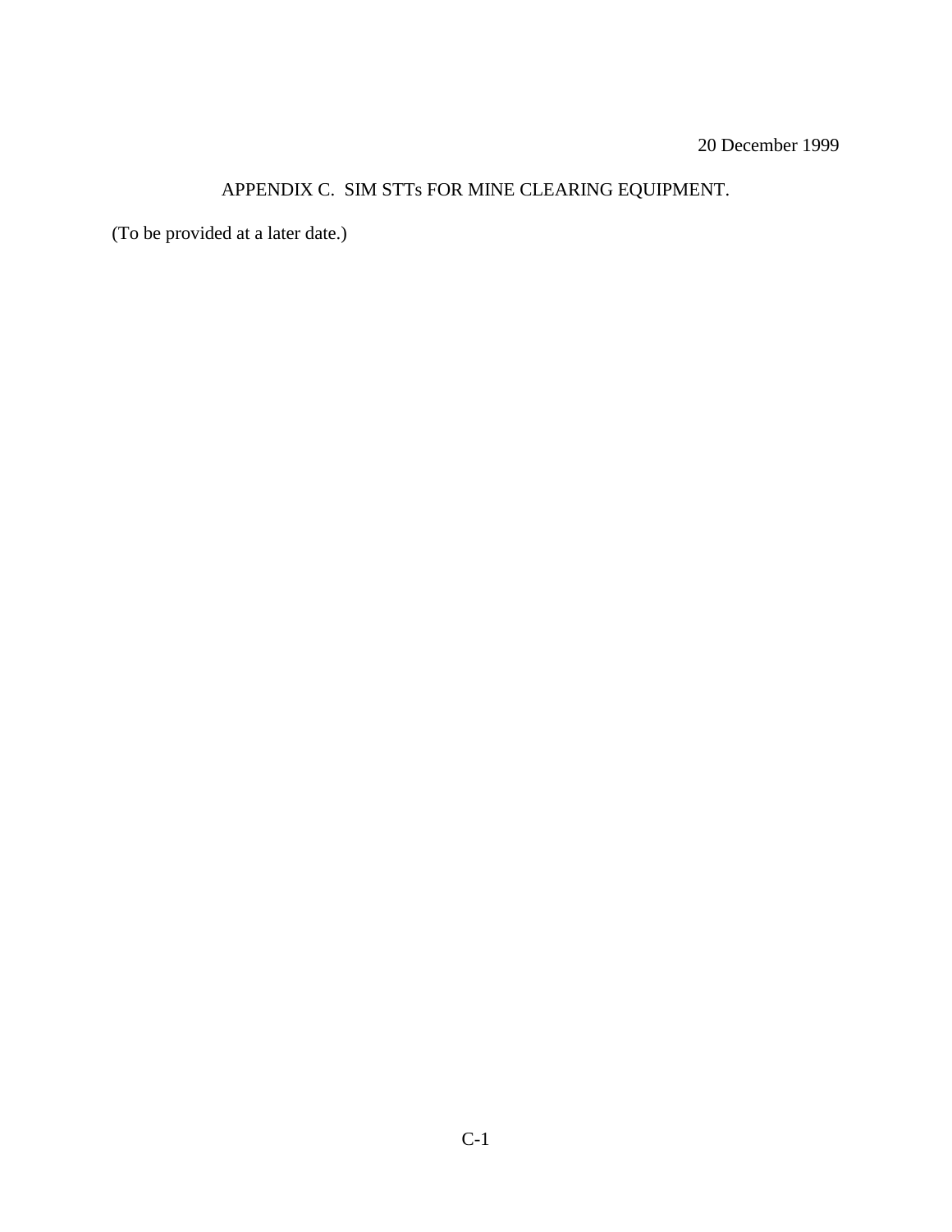20 December 1999

## APPENDIX C. SIM STTs FOR MINE CLEARING EQUIPMENT.

(To be provided at a later date.)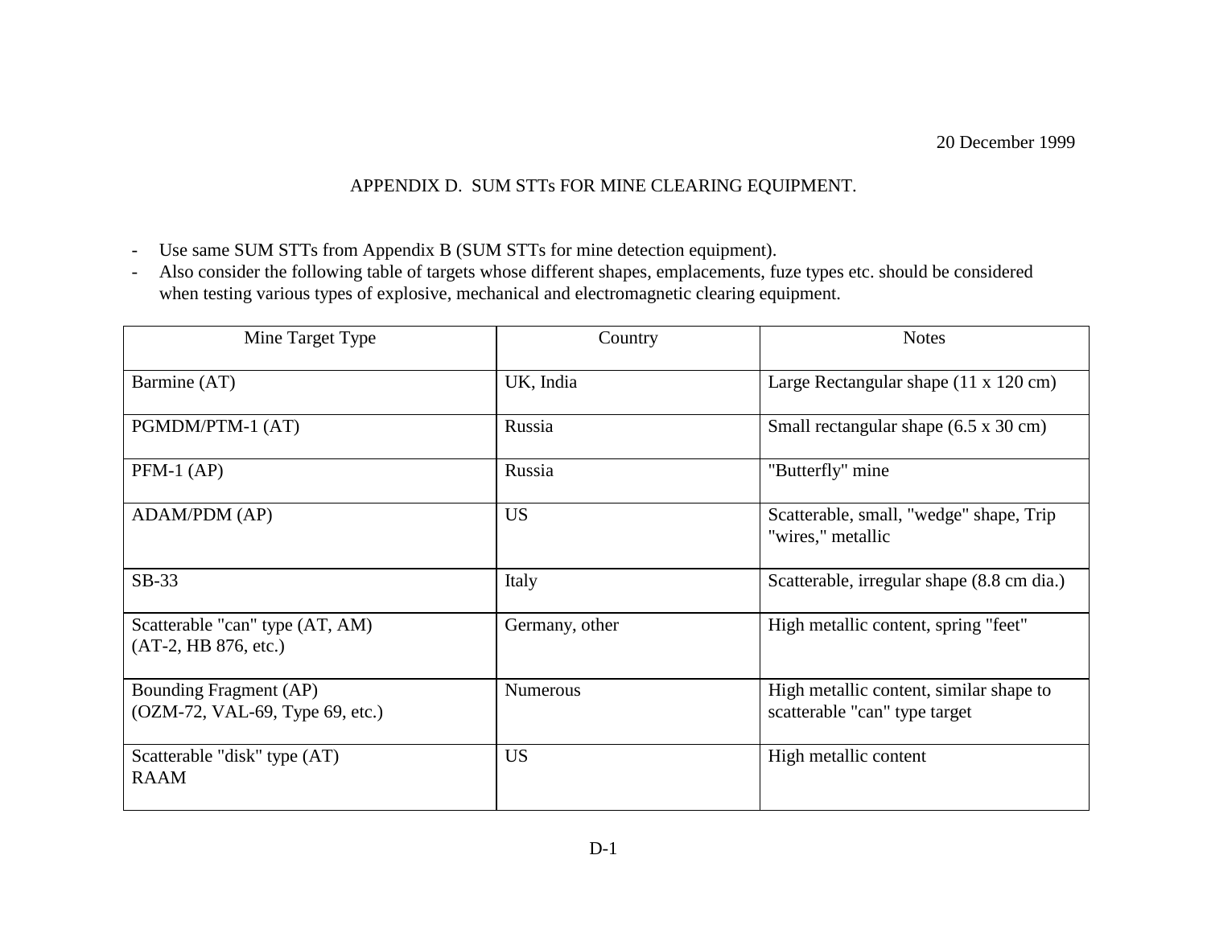20 December 1999

## APPENDIX D. SUM STTs FOR MINE CLEARING EQUIPMENT.

- Use same SUM STTs from Appendix B (SUM STTs for mine detection equipment).
- Also consider the following table of targets whose different shapes, emplacements, fuze types etc. should be considered when testing various types of explosive, mechanical and electromagnetic clearing equipment.

| Mine Target Type | Country | Notes |
|---|---|---|
| Barmine (AT) | UK, India | Large Rectangular shape (11 x 120 cm) |
| PGMDM/PTM-1 (AT) | Russia | Small rectangular shape (6.5 x 30 cm) |
| PFM-1 (AP) | Russia | "Butterfly" mine |
| ADAM/PDM (AP) | US | Scatterable, small, "wedge" shape, Trip "wires," metallic |
| SB-33 | Italy | Scatterable, irregular shape (8.8 cm dia.) |
| Scatterable "can" type (AT, AM) (AT-2, HB 876, etc.) | Germany, other | High metallic content, spring "feet" |
| Bounding Fragment (AP) (OZM-72, VAL-69, Type 69, etc.) | Numerous | High metallic content, similar shape to scatterable "can" type target |
| Scatterable "disk" type (AT) RAAM | US | High metallic content |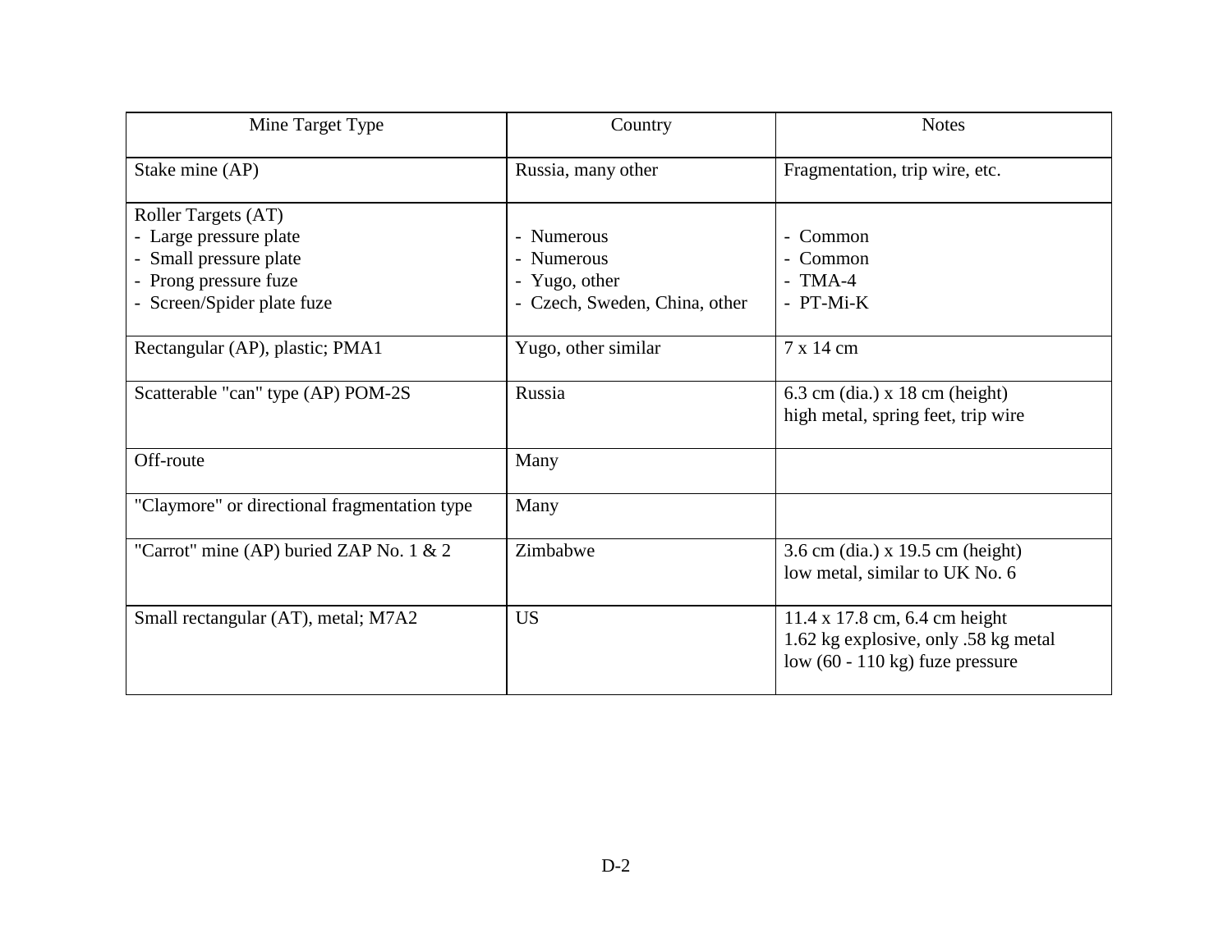| Mine Target Type | Country | Notes |
| --- | --- | --- |
| Stake mine (AP) | Russia, many other | Fragmentation, trip wire, etc. |
| Roller Targets (AT)<br>- Large pressure plate<br>- Small pressure plate<br>- Prong pressure fuze<br>- Screen/Spider plate fuze | <br>- Numerous<br>- Numerous<br>- Yugo, other<br>- Czech, Sweden, China, other | <br>- Common<br>- Common<br>- TMA-4<br>- PT-Mi-K |
| Rectangular (AP), plastic; PMA1 | Yugo, other similar | 7 x 14 cm |
| Scatterable "can" type (AP) POM-2S | Russia | 6.3 cm (dia.) x 18 cm (height)<br>high metal, spring feet, trip wire |
| Off-route | Many | |
| "Claymore" or directional fragmentation type | Many | |
| "Carrot" mine (AP) buried ZAP No. 1 & 2 | Zimbabwe | 3.6 cm (dia.) x 19.5 cm (height)<br>low metal, similar to UK No. 6 |
| Small rectangular (AT), metal; M7A2 | US | 11.4 x 17.8 cm, 6.4 cm height<br>1.62 kg explosive, only .58 kg metal<br>low (60 - 110 kg) fuze pressure |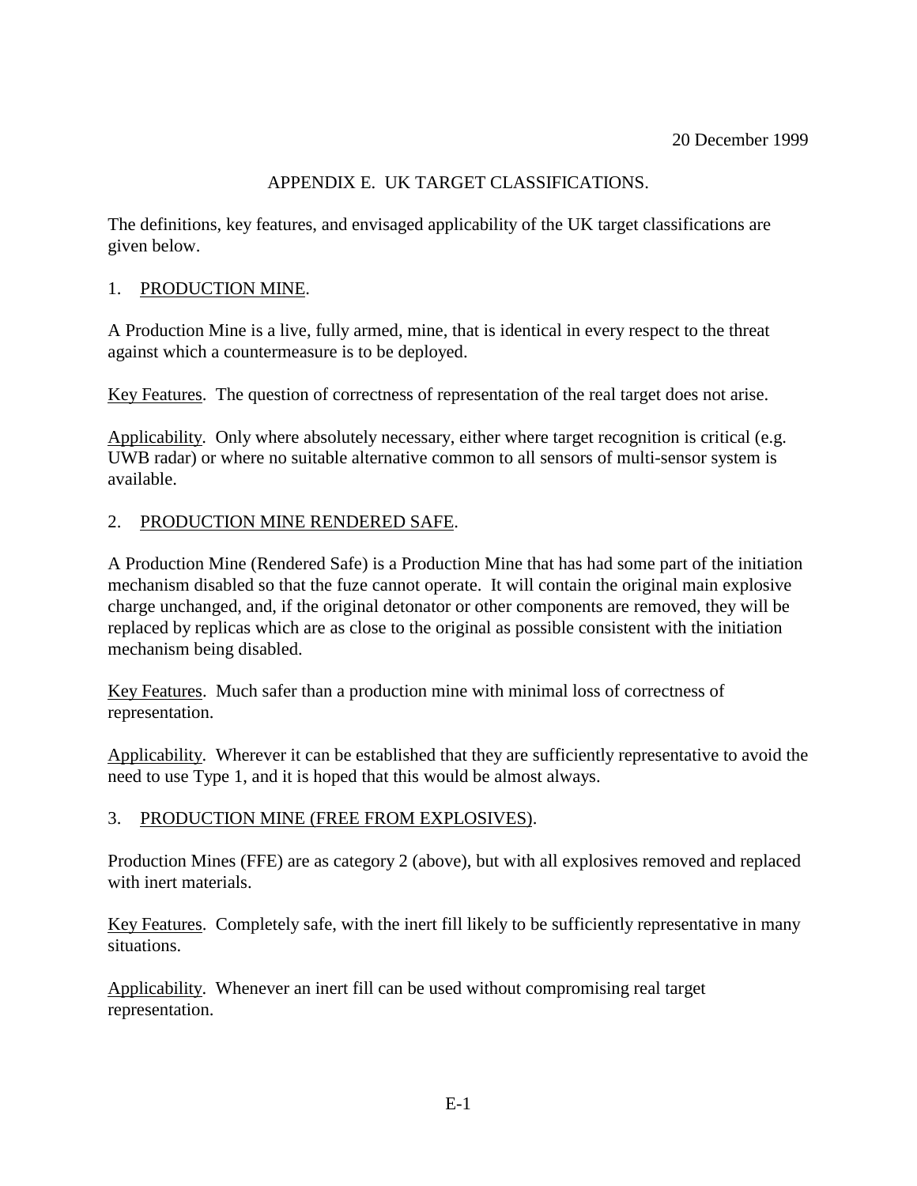20 December 1999

# APPENDIX E. UK TARGET CLASSIFICATIONS.

The definitions, key features, and envisaged applicability of the UK target classifications are given below.

## 1. PRODUCTION MINE.

A Production Mine is a live, fully armed, mine, that is identical in every respect to the threat against which a countermeasure is to be deployed.

Key Features. The question of correctness of representation of the real target does not arise.

Applicability. Only where absolutely necessary, either where target recognition is critical (e.g. UWB radar) or where no suitable alternative common to all sensors of multi-sensor system is available.

## 2. PRODUCTION MINE RENDERED SAFE.

A Production Mine (Rendered Safe) is a Production Mine that has had some part of the initiation mechanism disabled so that the fuze cannot operate. It will contain the original main explosive charge unchanged, and, if the original detonator or other components are removed, they will be replaced by replicas which are as close to the original as possible consistent with the initiation mechanism being disabled.

Key Features. Much safer than a production mine with minimal loss of correctness of representation.

Applicability. Wherever it can be established that they are sufficiently representative to avoid the need to use Type 1, and it is hoped that this would be almost always.

## 3. PRODUCTION MINE (FREE FROM EXPLOSIVES).

Production Mines (FFE) are as category 2 (above), but with all explosives removed and replaced with inert materials.

Key Features. Completely safe, with the inert fill likely to be sufficiently representative in many situations.

Applicability. Whenever an inert fill can be used without compromising real target representation.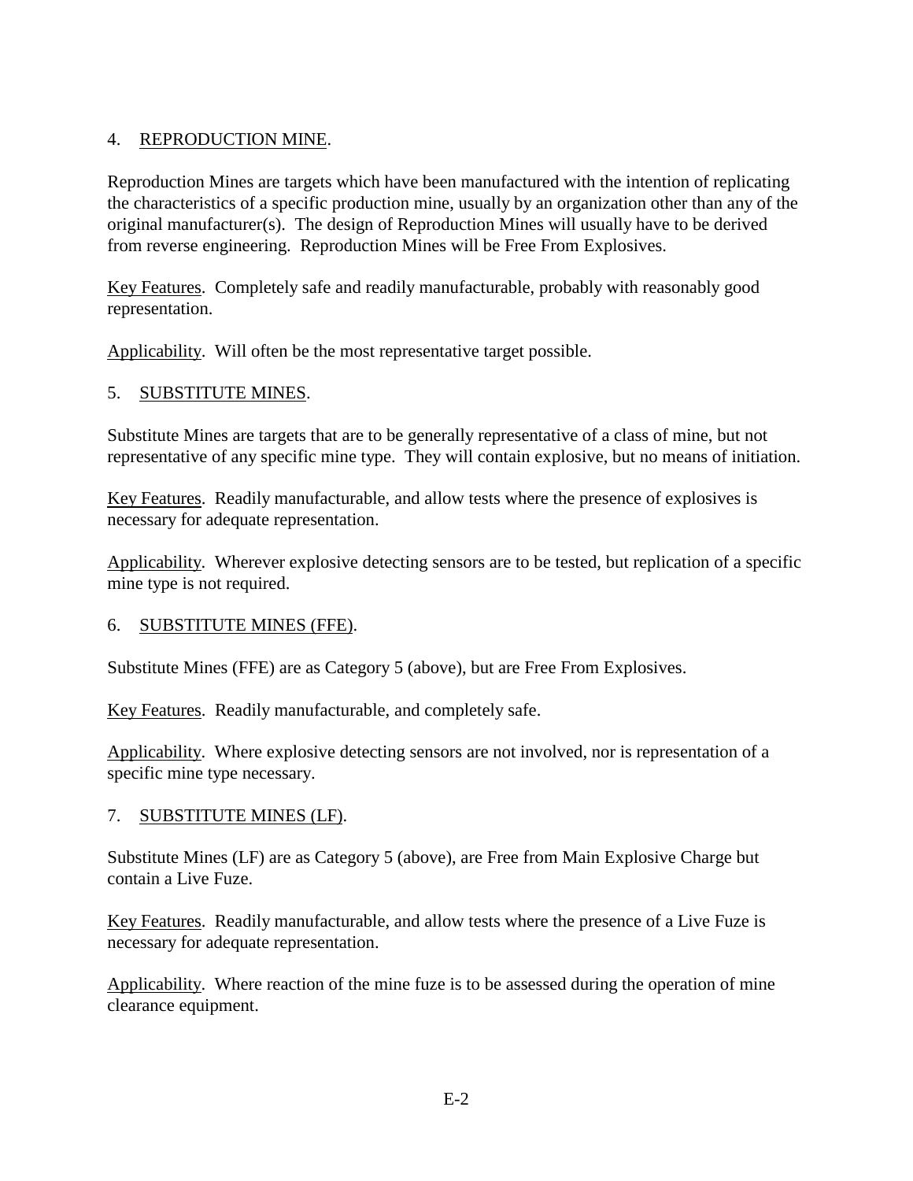## 4. REPRODUCTION MINE.

Reproduction Mines are targets which have been manufactured with the intention of replicating the characteristics of a specific production mine, usually by an organization other than any of the original manufacturer(s). The design of Reproduction Mines will usually have to be derived from reverse engineering. Reproduction Mines will be Free From Explosives.

Key Features. Completely safe and readily manufacturable, probably with reasonably good representation.

Applicability. Will often be the most representative target possible.

## 5. SUBSTITUTE MINES.

Substitute Mines are targets that are to be generally representative of a class of mine, but not representative of any specific mine type. They will contain explosive, but no means of initiation.

Key Features. Readily manufacturable, and allow tests where the presence of explosives is necessary for adequate representation.

Applicability. Wherever explosive detecting sensors are to be tested, but replication of a specific mine type is not required.

## 6. SUBSTITUTE MINES (FFE).

Substitute Mines (FFE) are as Category 5 (above), but are Free From Explosives.

Key Features. Readily manufacturable, and completely safe.

Applicability. Where explosive detecting sensors are not involved, nor is representation of a specific mine type necessary.

## 7. SUBSTITUTE MINES (LF).

Substitute Mines (LF) are as Category 5 (above), are Free from Main Explosive Charge but contain a Live Fuze.

Key Features. Readily manufacturable, and allow tests where the presence of a Live Fuze is necessary for adequate representation.

Applicability. Where reaction of the mine fuze is to be assessed during the operation of mine clearance equipment.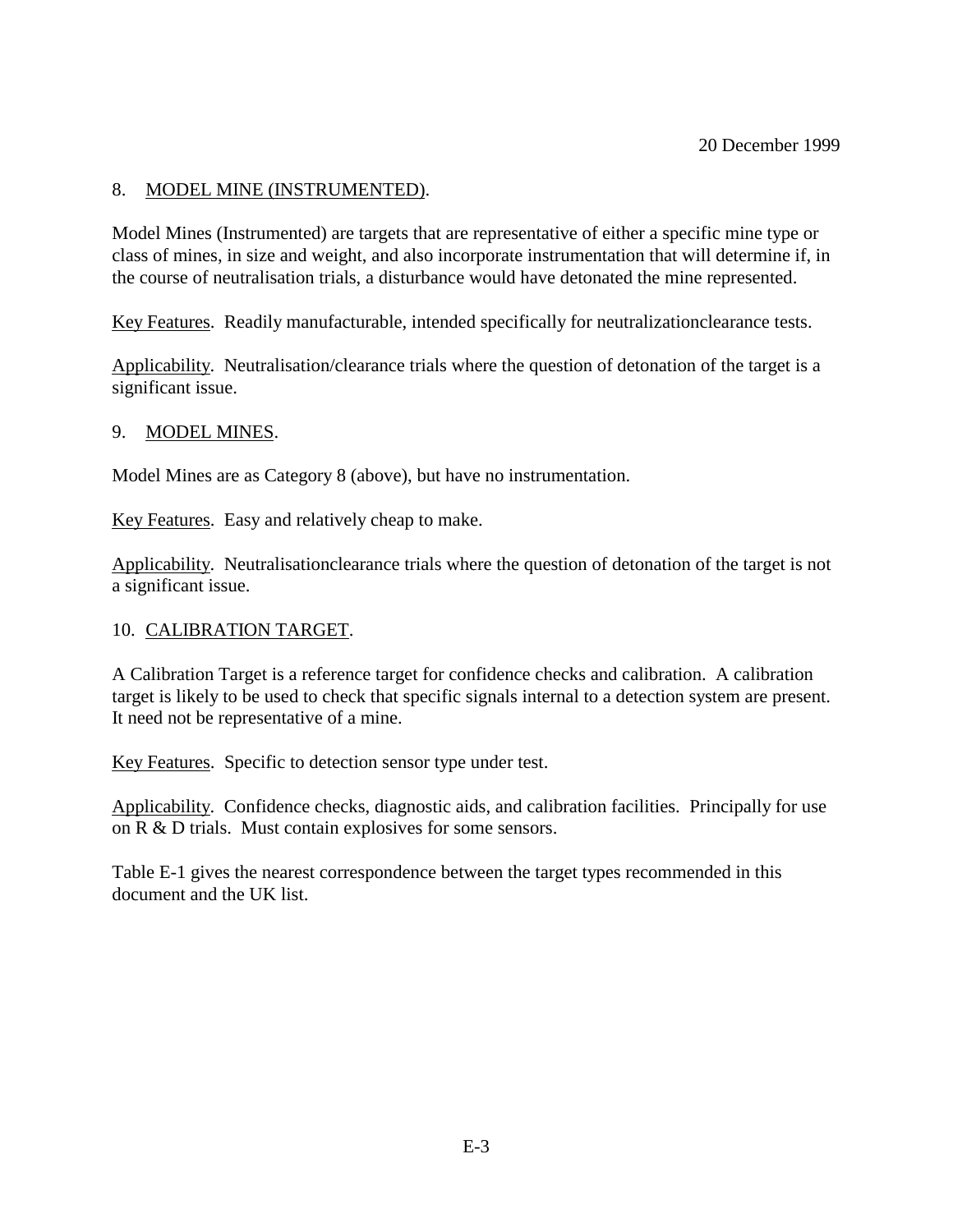20 December 1999

8. MODEL MINE (INSTRUMENTED).

Model Mines (Instrumented) are targets that are representative of either a specific mine type or class of mines, in size and weight, and also incorporate instrumentation that will determine if, in the course of neutralisation trials, a disturbance would have detonated the mine represented.

Key Features. Readily manufacturable, intended specifically for neutralizationclearance tests.

Applicability. Neutralisation/clearance trials where the question of detonation of the target is a significant issue.

9. MODEL MINES.

Model Mines are as Category 8 (above), but have no instrumentation.

Key Features. Easy and relatively cheap to make.

Applicability. Neutralisationclearance trials where the question of detonation of the target is not a significant issue.

10. CALIBRATION TARGET.

A Calibration Target is a reference target for confidence checks and calibration. A calibration target is likely to be used to check that specific signals internal to a detection system are present. It need not be representative of a mine.

Key Features. Specific to detection sensor type under test.

Applicability. Confidence checks, diagnostic aids, and calibration facilities. Principally for use on R & D trials. Must contain explosives for some sensors.

Table E-1 gives the nearest correspondence between the target types recommended in this document and the UK list.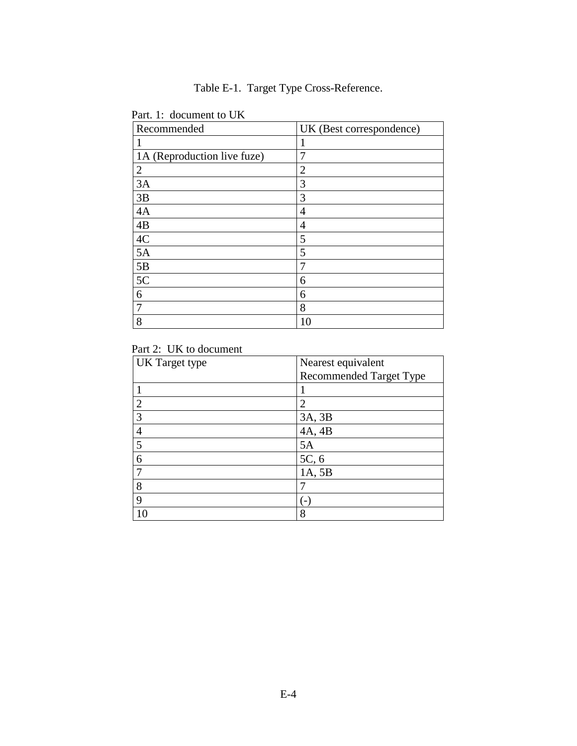Table E-1. Target Type Cross-Reference.

Part. 1: document to UK

| Recommended | UK (Best correspondence) |
|---|---|
| 1 | 1 |
| 1A (Reproduction live fuze) | 7 |
| 2 | 2 |
| 3A | 3 |
| 3B | 3 |
| 4A | 4 |
| 4B | 4 |
| 4C | 5 |
| 5A | 5 |
| 5B | 7 |
| 5C | 6 |
| 6 | 6 |
| 7 | 8 |
| 8 | 10 |

Part 2: UK to document

| UK Target type | Nearest equivalent Recommended Target Type |
|---|---|
| 1 | 1 |
| 2 | 2 |
| 3 | 3A, 3B |
| 4 | 4A, 4B |
| 5 | 5A |
| 6 | 5C, 6 |
| 7 | 1A, 5B |
| 8 | 7 |
| 9 | (-) |
| 10 | 8 |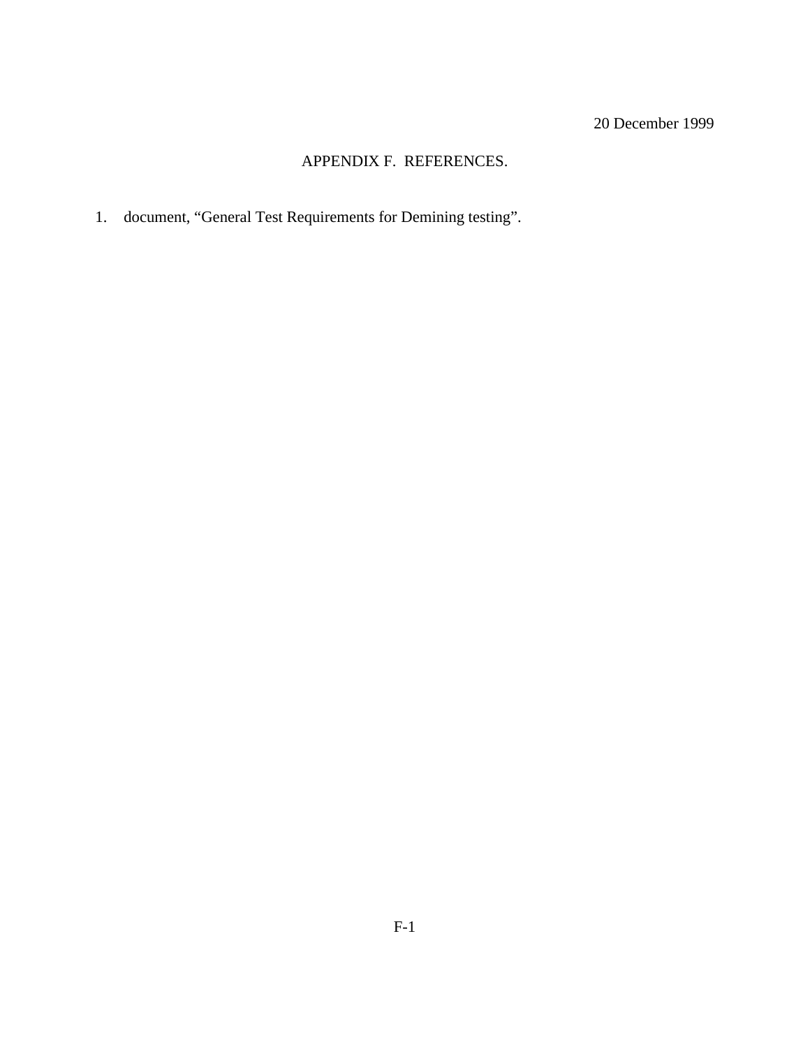20 December 1999

# APPENDIX F. REFERENCES.

1. document, “General Test Requirements for Demining testing”.